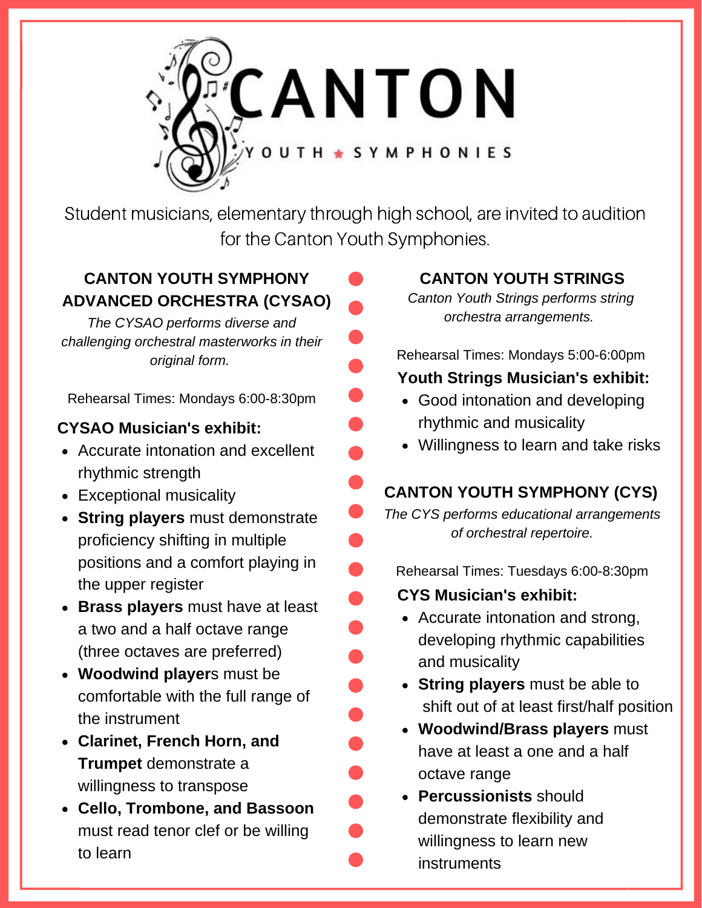# CANTON

YOUTH ★ SYMPHONIES

Student musicians, elementary through high school, are invited to audition for the Canton Youth Symphonies.

## CANTON YOUTH SYMPHONY ADVANCED ORCHESTRA (CYSAO)

*The CYSAO performs diverse and challenging orchestral masterworks in their original form.*

Rehearsal Times: Mondays 6:00-8:30pm

**CYSAO Musician's exhibit:**

- Accurate intonation and excellent rhythmic strength
- Exceptional musicality
- **String players** must demonstrate proficiency shifting in multiple positions and a comfort playing in the upper register
- **Brass players** must have at least a two and a half octave range (three octaves are preferred)
- **Woodwind player**s must be comfortable with the full range of the instrument
- **Clarinet, French Horn, and Trumpet** demonstrate a willingness to transpose
- **Cello, Trombone, and Bassoon** must read tenor clef or be willing to learn

## CANTON YOUTH STRINGS

*Canton Youth Strings performs string orchestra arrangements.*

Rehearsal Times: Mondays 5:00-6:00pm

**Youth Strings Musician's exhibit:**

- Good intonation and developing rhythmic and musicality
- Willingness to learn and take risks

## CANTON YOUTH SYMPHONY (CYS)

*The CYS performs educational arrangements of orchestral repertoire.*

Rehearsal Times: Tuesdays 6:00-8:30pm

**CYS Musician's exhibit:**

- Accurate intonation and strong, developing rhythmic capabilities and musicality
- **String players** must be able to shift out of at least first/half position
- **Woodwind/Brass players** must have at least a one and a half octave range
- **Percussionists** should demonstrate flexibility and willingness to learn new instruments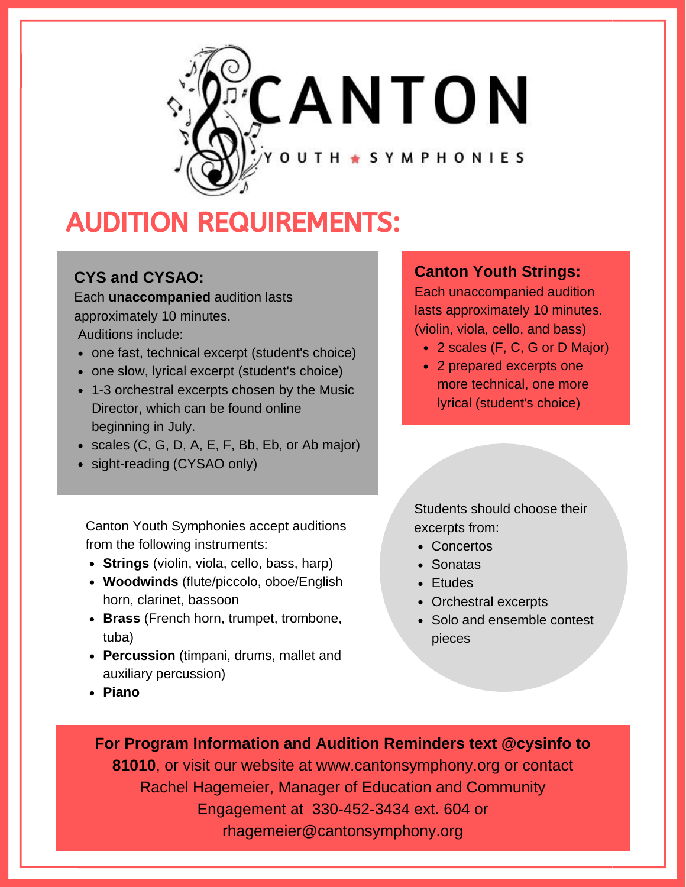# CANTON

YOUTH ★ SYMPHONIES

## AUDITION REQUIREMENTS:

### CYS and CYSAO:

Each **unaccompanied** audition lasts approximately 10 minutes.

Auditions include:

- one fast, technical excerpt (student's choice)
- one slow, lyrical excerpt (student's choice)
- 1-3 orchestral excerpts chosen by the Music Director, which can be found online beginning in July.
- scales (C, G, D, A, E, F, Bb, Eb, or Ab major)
- sight-reading (CYSAO only)

### Canton Youth Strings:

Each unaccompanied audition lasts approximately 10 minutes. (violin, viola, cello, and bass)

- 2 scales (F, C, G or D Major)
- 2 prepared excerpts one more technical, one more lyrical (student's choice)

Canton Youth Symphonies accept auditions from the following instruments:

- **Strings** (violin, viola, cello, bass, harp)
- **Woodwinds** (flute/piccolo, oboe/English horn, clarinet, bassoon
- **Brass** (French horn, trumpet, trombone, tuba)
- **Percussion** (timpani, drums, mallet and auxiliary percussion)
- **Piano**

Students should choose their excerpts from:

- Concertos
- Sonatas
- Etudes
- Orchestral excerpts
- Solo and ensemble contest pieces

**For Program Information and Audition Reminders text @cysinfo to 81010**, or visit our website at www.cantonsymphony.org or contact Rachel Hagemeier, Manager of Education and Community Engagement at 330-452-3434 ext. 604 or rhagemeier@cantonsymphony.org